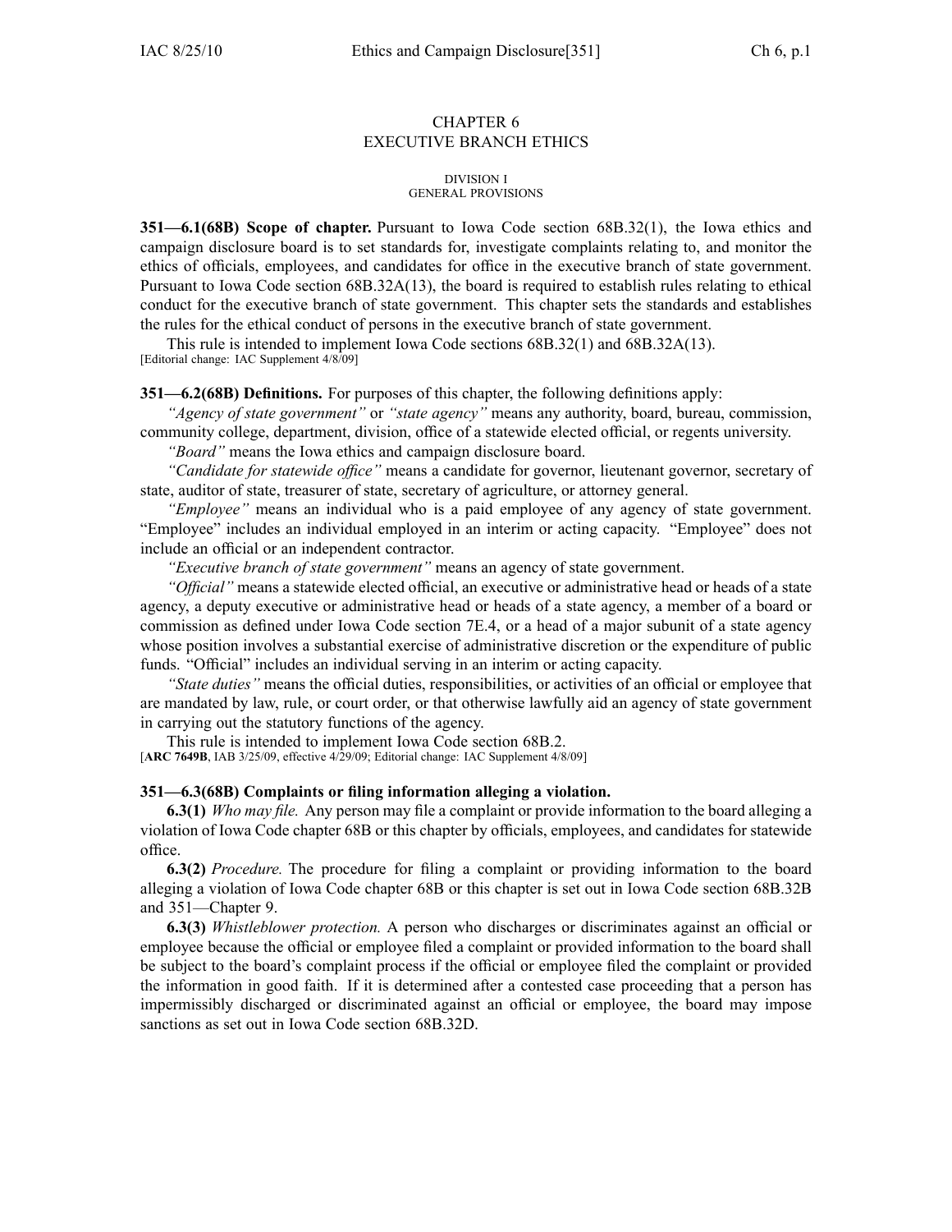# CHAPTER 6
# EXECUTIVE BRANCH ETHICS

## DIVISION I
## GENERAL PROVISIONS

**351—6.1(68B) Scope of chapter.** Pursuant to Iowa Code section 68B.32(1), the Iowa ethics and campaign disclosure board is to set standards for, investigate complaints relating to, and monitor the ethics of officials, employees, and candidates for office in the executive branch of state government. Pursuant to Iowa Code section 68B.32A(13), the board is required to establish rules relating to ethical conduct for the executive branch of state government. This chapter sets the standards and establishes the rules for the ethical conduct of persons in the executive branch of state government.

This rule is intended to implement Iowa Code sections 68B.32(1) and 68B.32A(13).
[Editorial change: IAC Supplement 4/8/09]

**351—6.2(68B) Definitions.** For purposes of this chapter, the following definitions apply:

*"Agency of state government"* or *"state agency"* means any authority, board, bureau, commission, community college, department, division, office of a statewide elected official, or regents university.

*"Board"* means the Iowa ethics and campaign disclosure board.

*"Candidate for statewide office"* means a candidate for governor, lieutenant governor, secretary of state, auditor of state, treasurer of state, secretary of agriculture, or attorney general.

*"Employee"* means an individual who is a paid employee of any agency of state government. "Employee" includes an individual employed in an interim or acting capacity. "Employee" does not include an official or an independent contractor.

*"Executive branch of state government"* means an agency of state government.

*"Official"* means a statewide elected official, an executive or administrative head or heads of a state agency, a deputy executive or administrative head or heads of a state agency, a member of a board or commission as defined under Iowa Code section 7E.4, or a head of a major subunit of a state agency whose position involves a substantial exercise of administrative discretion or the expenditure of public funds. "Official" includes an individual serving in an interim or acting capacity.

*"State duties"* means the official duties, responsibilities, or activities of an official or employee that are mandated by law, rule, or court order, or that otherwise lawfully aid an agency of state government in carrying out the statutory functions of the agency.

This rule is intended to implement Iowa Code section 68B.2.
[**ARC 7649B**, IAB 3/25/09, effective 4/29/09; Editorial change: IAC Supplement 4/8/09]

**351—6.3(68B) Complaints or filing information alleging a violation.**

**6.3(1)** *Who may file.* Any person may file a complaint or provide information to the board alleging a violation of Iowa Code chapter 68B or this chapter by officials, employees, and candidates for statewide office.

**6.3(2)** *Procedure.* The procedure for filing a complaint or providing information to the board alleging a violation of Iowa Code chapter 68B or this chapter is set out in Iowa Code section 68B.32B and 351—Chapter 9.

**6.3(3)** *Whistleblower protection.* A person who discharges or discriminates against an official or employee because the official or employee filed a complaint or provided information to the board shall be subject to the board's complaint process if the official or employee filed the complaint or provided the information in good faith. If it is determined after a contested case proceeding that a person has impermissibly discharged or discriminated against an official or employee, the board may impose sanctions as set out in Iowa Code section 68B.32D.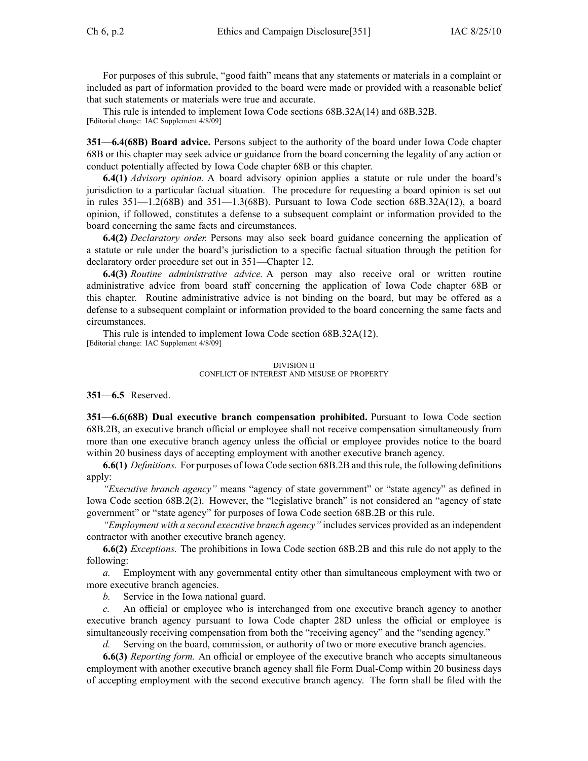For purposes of this subrule, "good faith" means that any statements or materials in a complaint or included as part of information provided to the board were made or provided with a reasonable belief that such statements or materials were true and accurate.

This rule is intended to implement Iowa Code sections 68B.32A(14) and 68B.32B.
[Editorial change: IAC Supplement 4/8/09]

**351—6.4(68B) Board advice.** Persons subject to the authority of the board under Iowa Code chapter 68B or this chapter may seek advice or guidance from the board concerning the legality of any action or conduct potentially affected by Iowa Code chapter 68B or this chapter.

**6.4(1)** *Advisory opinion.* A board advisory opinion applies a statute or rule under the board's jurisdiction to a particular factual situation. The procedure for requesting a board opinion is set out in rules 351—1.2(68B) and 351—1.3(68B). Pursuant to Iowa Code section 68B.32A(12), a board opinion, if followed, constitutes a defense to a subsequent complaint or information provided to the board concerning the same facts and circumstances.

**6.4(2)** *Declaratory order.* Persons may also seek board guidance concerning the application of a statute or rule under the board's jurisdiction to a specific factual situation through the petition for declaratory order procedure set out in 351—Chapter 12.

**6.4(3)** *Routine administrative advice.* A person may also receive oral or written routine administrative advice from board staff concerning the application of Iowa Code chapter 68B or this chapter. Routine administrative advice is not binding on the board, but may be offered as a defense to a subsequent complaint or information provided to the board concerning the same facts and circumstances.

This rule is intended to implement Iowa Code section 68B.32A(12).
[Editorial change: IAC Supplement 4/8/09]

DIVISION II
CONFLICT OF INTEREST AND MISUSE OF PROPERTY

**351—6.5** Reserved.

**351—6.6(68B) Dual executive branch compensation prohibited.** Pursuant to Iowa Code section 68B.2B, an executive branch official or employee shall not receive compensation simultaneously from more than one executive branch agency unless the official or employee provides notice to the board within 20 business days of accepting employment with another executive branch agency.

**6.6(1)** *Definitions.* For purposes of Iowa Code section 68B.2B and this rule, the following definitions apply:

*"Executive branch agency"* means "agency of state government" or "state agency" as defined in Iowa Code section 68B.2(2). However, the "legislative branch" is not considered an "agency of state government" or "state agency" for purposes of Iowa Code section 68B.2B or this rule.

*"Employment with a second executive branch agency"* includes services provided as an independent contractor with another executive branch agency.

**6.6(2)** *Exceptions.* The prohibitions in Iowa Code section 68B.2B and this rule do not apply to the following:

*a.* Employment with any governmental entity other than simultaneous employment with two or more executive branch agencies.

*b.* Service in the Iowa national guard.

*c.* An official or employee who is interchanged from one executive branch agency to another executive branch agency pursuant to Iowa Code chapter 28D unless the official or employee is simultaneously receiving compensation from both the "receiving agency" and the "sending agency."

*d.* Serving on the board, commission, or authority of two or more executive branch agencies.

**6.6(3)** *Reporting form.* An official or employee of the executive branch who accepts simultaneous employment with another executive branch agency shall file Form Dual-Comp within 20 business days of accepting employment with the second executive branch agency. The form shall be filed with the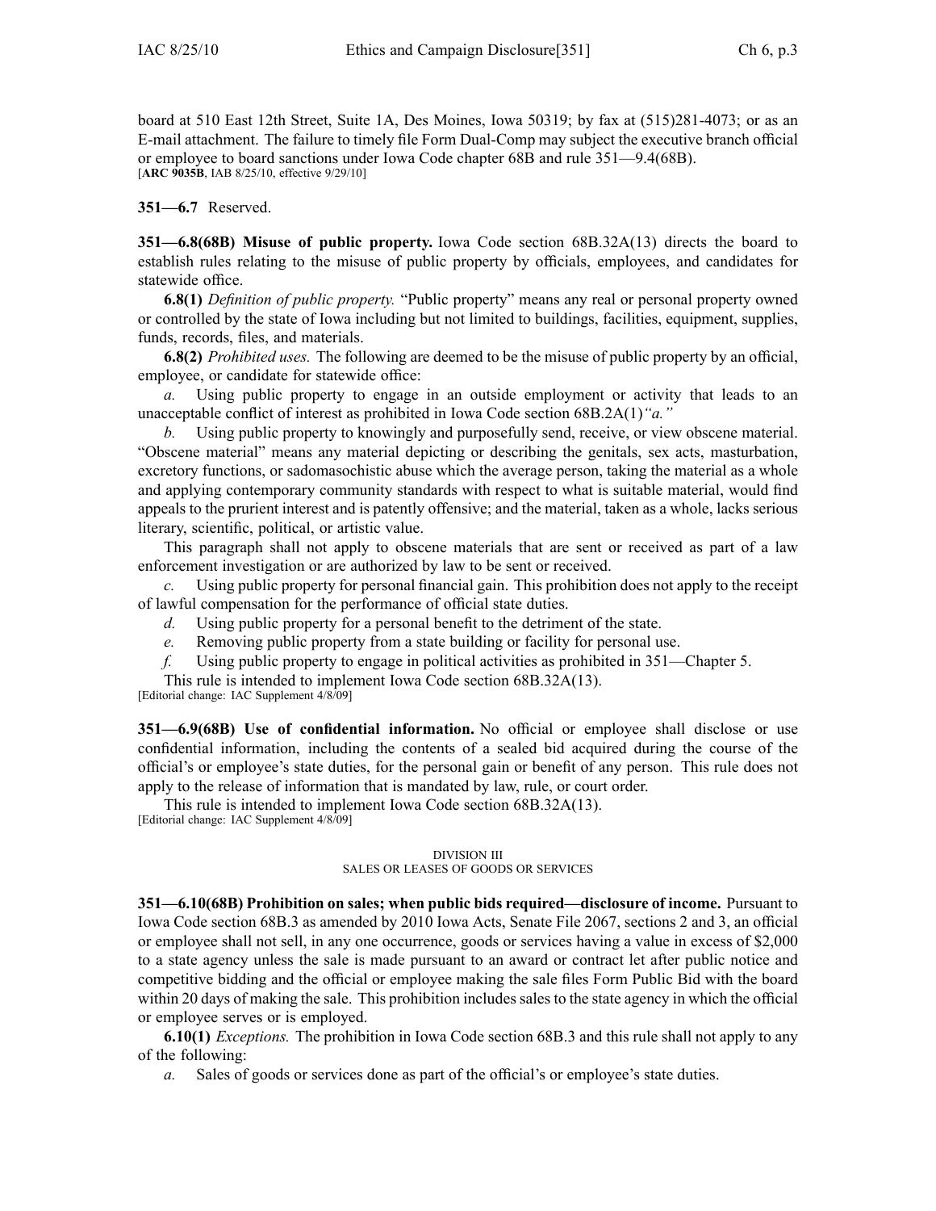board at 510 East 12th Street, Suite 1A, Des Moines, Iowa 50319; by fax at (515)281-4073; or as an E-mail attachment. The failure to timely file Form Dual-Comp may subject the executive branch official or employee to board sanctions under Iowa Code chapter 68B and rule 351—9.4(68B).
[**ARC 9035B**, IAB 8/25/10, effective 9/29/10]

**351—6.7** Reserved.

**351—6.8(68B) Misuse of public property.** Iowa Code section 68B.32A(13) directs the board to establish rules relating to the misuse of public property by officials, employees, and candidates for statewide office.

**6.8(1)** *Definition of public property.* "Public property" means any real or personal property owned or controlled by the state of Iowa including but not limited to buildings, facilities, equipment, supplies, funds, records, files, and materials.

**6.8(2)** *Prohibited uses.* The following are deemed to be the misuse of public property by an official, employee, or candidate for statewide office:

*a.* Using public property to engage in an outside employment or activity that leads to an unacceptable conflict of interest as prohibited in Iowa Code section 68B.2A(1)*"a."*

*b.* Using public property to knowingly and purposefully send, receive, or view obscene material. "Obscene material" means any material depicting or describing the genitals, sex acts, masturbation, excretory functions, or sadomasochistic abuse which the average person, taking the material as a whole and applying contemporary community standards with respect to what is suitable material, would find appeals to the prurient interest and is patently offensive; and the material, taken as a whole, lacks serious literary, scientific, political, or artistic value.

This paragraph shall not apply to obscene materials that are sent or received as part of a law enforcement investigation or are authorized by law to be sent or received.

*c.* Using public property for personal financial gain. This prohibition does not apply to the receipt of lawful compensation for the performance of official state duties.

*d.* Using public property for a personal benefit to the detriment of the state.

*e.* Removing public property from a state building or facility for personal use.

*f.* Using public property to engage in political activities as prohibited in 351—Chapter 5.

This rule is intended to implement Iowa Code section 68B.32A(13).
[Editorial change: IAC Supplement 4/8/09]

**351—6.9(68B) Use of confidential information.** No official or employee shall disclose or use confidential information, including the contents of a sealed bid acquired during the course of the official's or employee's state duties, for the personal gain or benefit of any person. This rule does not apply to the release of information that is mandated by law, rule, or court order.

This rule is intended to implement Iowa Code section 68B.32A(13).
[Editorial change: IAC Supplement 4/8/09]

## DIVISION III
## SALES OR LEASES OF GOODS OR SERVICES

**351—6.10(68B) Prohibition on sales; when public bids required—disclosure of income.** Pursuant to Iowa Code section 68B.3 as amended by 2010 Iowa Acts, Senate File 2067, sections 2 and 3, an official or employee shall not sell, in any one occurrence, goods or services having a value in excess of $2,000 to a state agency unless the sale is made pursuant to an award or contract let after public notice and competitive bidding and the official or employee making the sale files Form Public Bid with the board within 20 days of making the sale. This prohibition includes sales to the state agency in which the official or employee serves or is employed.

**6.10(1)** *Exceptions.* The prohibition in Iowa Code section 68B.3 and this rule shall not apply to any of the following:

*a.* Sales of goods or services done as part of the official's or employee's state duties.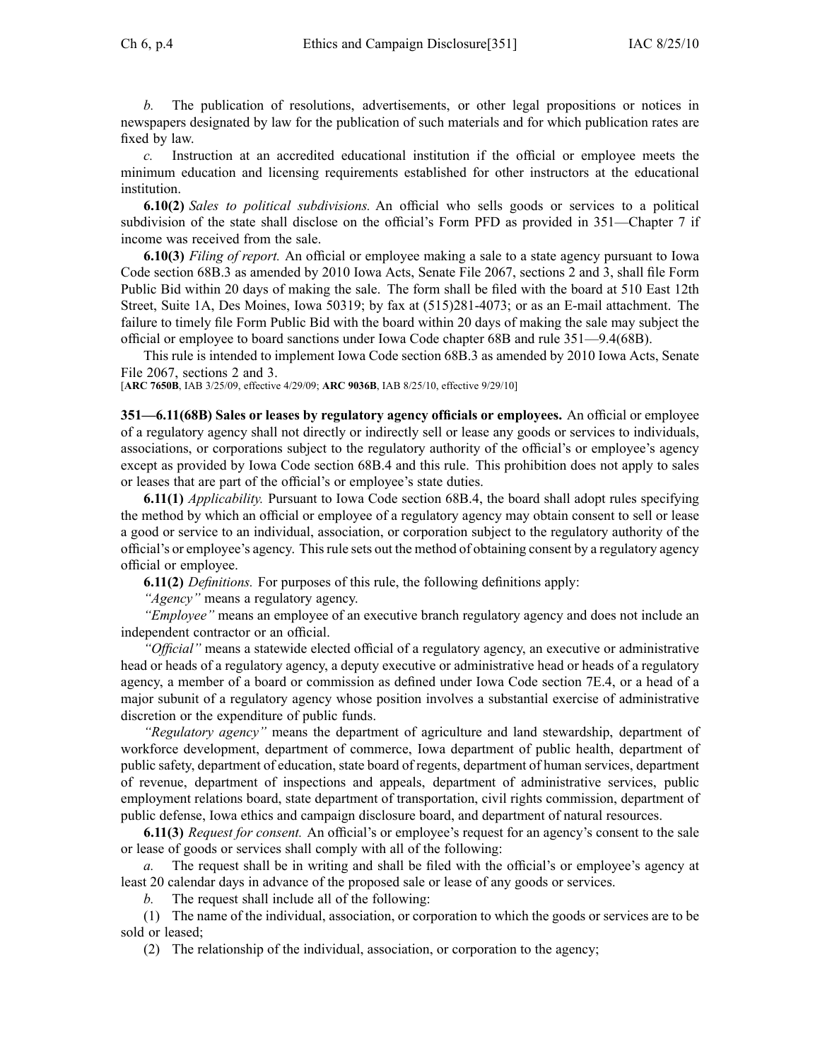*b.* The publication of resolutions, advertisements, or other legal propositions or notices in newspapers designated by law for the publication of such materials and for which publication rates are fixed by law.

*c.* Instruction at an accredited educational institution if the official or employee meets the minimum education and licensing requirements established for other instructors at the educational institution.

**6.10(2)** *Sales to political subdivisions.* An official who sells goods or services to a political subdivision of the state shall disclose on the official's Form PFD as provided in 351—Chapter 7 if income was received from the sale.

**6.10(3)** *Filing of report.* An official or employee making a sale to a state agency pursuant to Iowa Code section 68B.3 as amended by 2010 Iowa Acts, Senate File 2067, sections 2 and 3, shall file Form Public Bid within 20 days of making the sale. The form shall be filed with the board at 510 East 12th Street, Suite 1A, Des Moines, Iowa 50319; by fax at (515)281-4073; or as an E-mail attachment. The failure to timely file Form Public Bid with the board within 20 days of making the sale may subject the official or employee to board sanctions under Iowa Code chapter 68B and rule 351—9.4(68B).

This rule is intended to implement Iowa Code section 68B.3 as amended by 2010 Iowa Acts, Senate File 2067, sections 2 and 3.

[**ARC 7650B**, IAB 3/25/09, effective 4/29/09; **ARC 9036B**, IAB 8/25/10, effective 9/29/10]

**351—6.11(68B) Sales or leases by regulatory agency officials or employees.** An official or employee of a regulatory agency shall not directly or indirectly sell or lease any goods or services to individuals, associations, or corporations subject to the regulatory authority of the official's or employee's agency except as provided by Iowa Code section 68B.4 and this rule. This prohibition does not apply to sales or leases that are part of the official's or employee's state duties.

**6.11(1)** *Applicability.* Pursuant to Iowa Code section 68B.4, the board shall adopt rules specifying the method by which an official or employee of a regulatory agency may obtain consent to sell or lease a good or service to an individual, association, or corporation subject to the regulatory authority of the official's or employee's agency. This rule sets out the method of obtaining consent by a regulatory agency official or employee.

**6.11(2)** *Definitions.* For purposes of this rule, the following definitions apply:

*"Agency"* means a regulatory agency.

*"Employee"* means an employee of an executive branch regulatory agency and does not include an independent contractor or an official.

*"Official"* means a statewide elected official of a regulatory agency, an executive or administrative head or heads of a regulatory agency, a deputy executive or administrative head or heads of a regulatory agency, a member of a board or commission as defined under Iowa Code section 7E.4, or a head of a major subunit of a regulatory agency whose position involves a substantial exercise of administrative discretion or the expenditure of public funds.

*"Regulatory agency"* means the department of agriculture and land stewardship, department of workforce development, department of commerce, Iowa department of public health, department of public safety, department of education, state board of regents, department of human services, department of revenue, department of inspections and appeals, department of administrative services, public employment relations board, state department of transportation, civil rights commission, department of public defense, Iowa ethics and campaign disclosure board, and department of natural resources.

**6.11(3)** *Request for consent.* An official's or employee's request for an agency's consent to the sale or lease of goods or services shall comply with all of the following:

*a.* The request shall be in writing and shall be filed with the official's or employee's agency at least 20 calendar days in advance of the proposed sale or lease of any goods or services.

*b.* The request shall include all of the following:

(1) The name of the individual, association, or corporation to which the goods or services are to be sold or leased;

(2) The relationship of the individual, association, or corporation to the agency;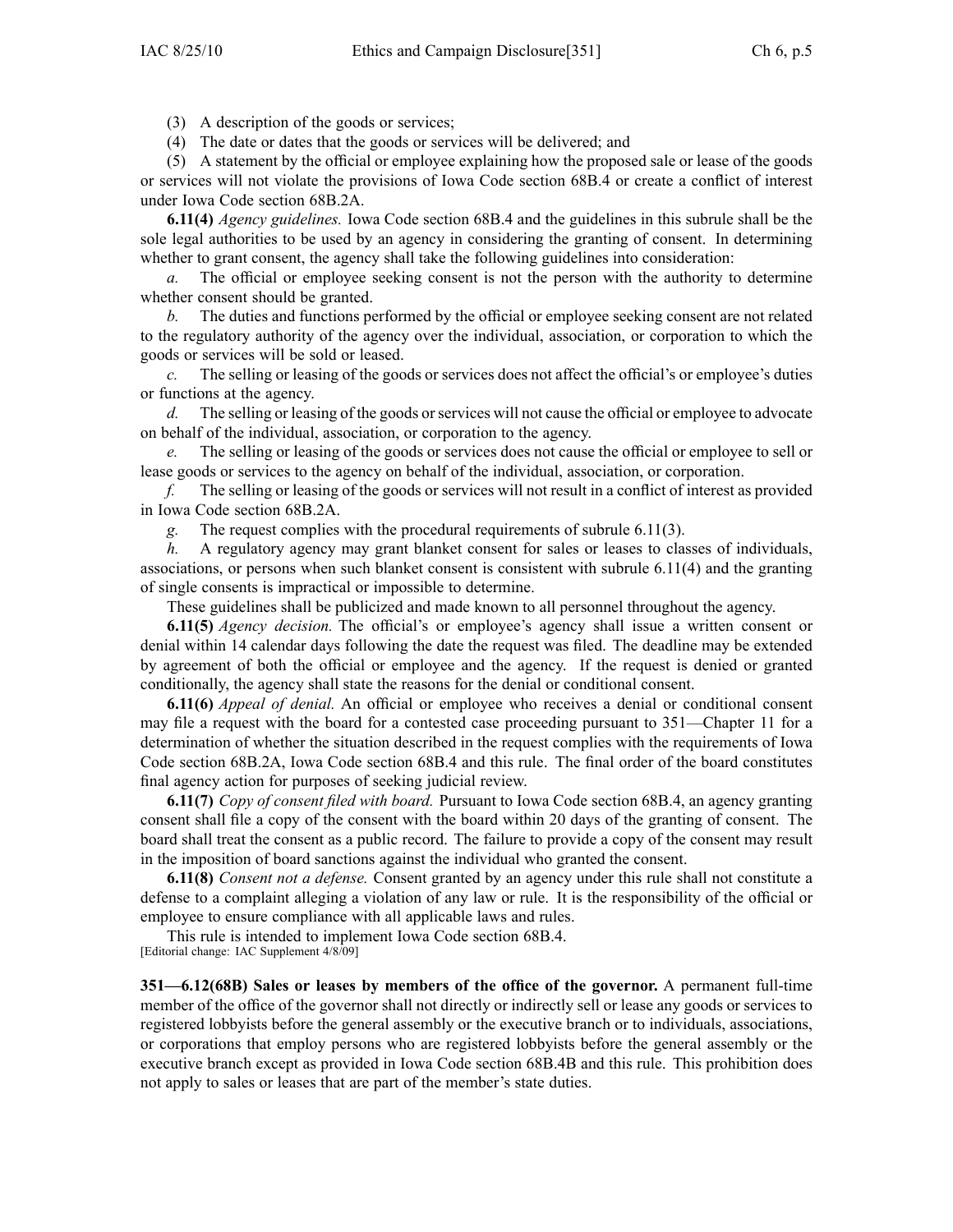(3) A description of the goods or services;

(4) The date or dates that the goods or services will be delivered; and

(5) A statement by the official or employee explaining how the proposed sale or lease of the goods or services will not violate the provisions of Iowa Code section 68B.4 or create a conflict of interest under Iowa Code section 68B.2A.

**6.11(4)** *Agency guidelines.* Iowa Code section 68B.4 and the guidelines in this subrule shall be the sole legal authorities to be used by an agency in considering the granting of consent. In determining whether to grant consent, the agency shall take the following guidelines into consideration:

*a.* The official or employee seeking consent is not the person with the authority to determine whether consent should be granted.

*b.* The duties and functions performed by the official or employee seeking consent are not related to the regulatory authority of the agency over the individual, association, or corporation to which the goods or services will be sold or leased.

*c.* The selling or leasing of the goods or services does not affect the official's or employee's duties or functions at the agency.

*d.* The selling or leasing of the goods or services will not cause the official or employee to advocate on behalf of the individual, association, or corporation to the agency.

*e.* The selling or leasing of the goods or services does not cause the official or employee to sell or lease goods or services to the agency on behalf of the individual, association, or corporation.

*f.* The selling or leasing of the goods or services will not result in a conflict of interest as provided in Iowa Code section 68B.2A.

*g.* The request complies with the procedural requirements of subrule 6.11(3).

*h.* A regulatory agency may grant blanket consent for sales or leases to classes of individuals, associations, or persons when such blanket consent is consistent with subrule 6.11(4) and the granting of single consents is impractical or impossible to determine.

These guidelines shall be publicized and made known to all personnel throughout the agency.

**6.11(5)** *Agency decision.* The official's or employee's agency shall issue a written consent or denial within 14 calendar days following the date the request was filed. The deadline may be extended by agreement of both the official or employee and the agency. If the request is denied or granted conditionally, the agency shall state the reasons for the denial or conditional consent.

**6.11(6)** *Appeal of denial.* An official or employee who receives a denial or conditional consent may file a request with the board for a contested case proceeding pursuant to 351—Chapter 11 for a determination of whether the situation described in the request complies with the requirements of Iowa Code section 68B.2A, Iowa Code section 68B.4 and this rule. The final order of the board constitutes final agency action for purposes of seeking judicial review.

**6.11(7)** *Copy of consent filed with board.* Pursuant to Iowa Code section 68B.4, an agency granting consent shall file a copy of the consent with the board within 20 days of the granting of consent. The board shall treat the consent as a public record. The failure to provide a copy of the consent may result in the imposition of board sanctions against the individual who granted the consent.

**6.11(8)** *Consent not a defense.* Consent granted by an agency under this rule shall not constitute a defense to a complaint alleging a violation of any law or rule. It is the responsibility of the official or employee to ensure compliance with all applicable laws and rules.

This rule is intended to implement Iowa Code section 68B.4.

[Editorial change: IAC Supplement 4/8/09]

**351—6.12(68B) Sales or leases by members of the office of the governor.** A permanent full-time member of the office of the governor shall not directly or indirectly sell or lease any goods or services to registered lobbyists before the general assembly or the executive branch or to individuals, associations, or corporations that employ persons who are registered lobbyists before the general assembly or the executive branch except as provided in Iowa Code section 68B.4B and this rule. This prohibition does not apply to sales or leases that are part of the member's state duties.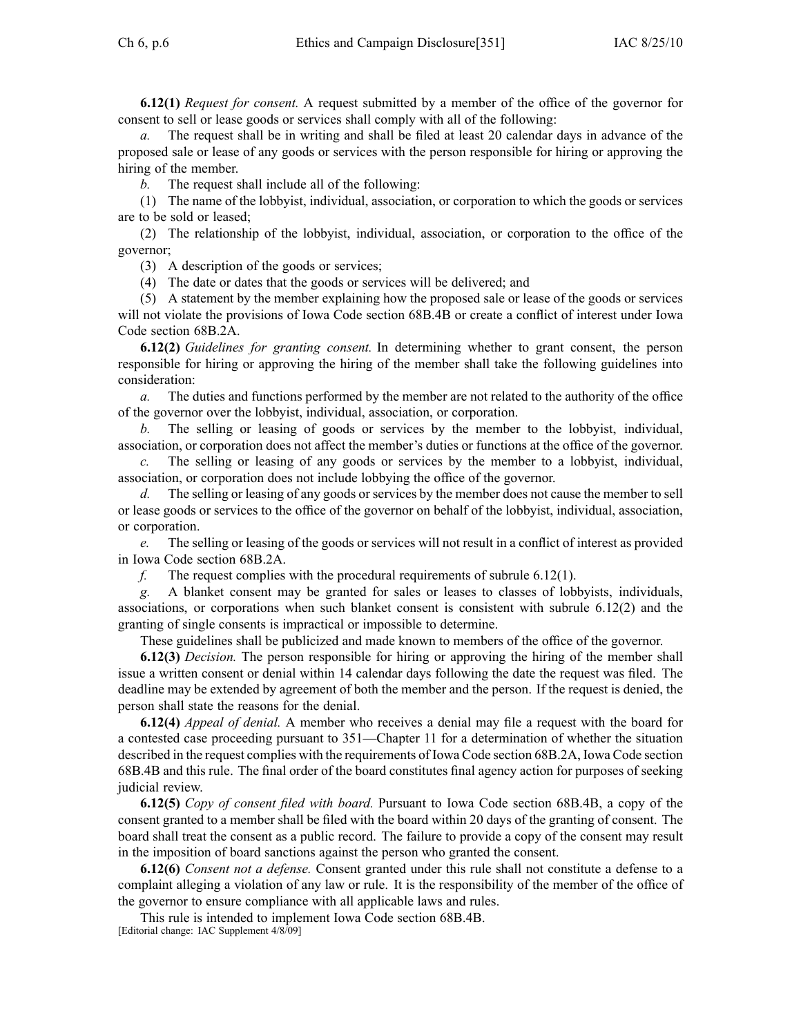**6.12(1)** *Request for consent.* A request submitted by a member of the office of the governor for consent to sell or lease goods or services shall comply with all of the following:

*a.* The request shall be in writing and shall be filed at least 20 calendar days in advance of the proposed sale or lease of any goods or services with the person responsible for hiring or approving the hiring of the member.

*b.* The request shall include all of the following:

(1) The name of the lobbyist, individual, association, or corporation to which the goods or services are to be sold or leased;

(2) The relationship of the lobbyist, individual, association, or corporation to the office of the governor;

(3) A description of the goods or services;

(4) The date or dates that the goods or services will be delivered; and

(5) A statement by the member explaining how the proposed sale or lease of the goods or services will not violate the provisions of Iowa Code section 68B.4B or create a conflict of interest under Iowa Code section 68B.2A.

**6.12(2)** *Guidelines for granting consent.* In determining whether to grant consent, the person responsible for hiring or approving the hiring of the member shall take the following guidelines into consideration:

*a.* The duties and functions performed by the member are not related to the authority of the office of the governor over the lobbyist, individual, association, or corporation.

*b.* The selling or leasing of goods or services by the member to the lobbyist, individual, association, or corporation does not affect the member's duties or functions at the office of the governor.

*c.* The selling or leasing of any goods or services by the member to a lobbyist, individual, association, or corporation does not include lobbying the office of the governor.

*d.* The selling or leasing of any goods or services by the member does not cause the member to sell or lease goods or services to the office of the governor on behalf of the lobbyist, individual, association, or corporation.

*e.* The selling or leasing of the goods or services will not result in a conflict of interest as provided in Iowa Code section 68B.2A.

*f.* The request complies with the procedural requirements of subrule 6.12(1).

*g.* A blanket consent may be granted for sales or leases to classes of lobbyists, individuals, associations, or corporations when such blanket consent is consistent with subrule 6.12(2) and the granting of single consents is impractical or impossible to determine.

These guidelines shall be publicized and made known to members of the office of the governor.

**6.12(3)** *Decision.* The person responsible for hiring or approving the hiring of the member shall issue a written consent or denial within 14 calendar days following the date the request was filed. The deadline may be extended by agreement of both the member and the person. If the request is denied, the person shall state the reasons for the denial.

**6.12(4)** *Appeal of denial.* A member who receives a denial may file a request with the board for a contested case proceeding pursuant to 351—Chapter 11 for a determination of whether the situation described in the request complies with the requirements of Iowa Code section 68B.2A, Iowa Code section 68B.4B and this rule. The final order of the board constitutes final agency action for purposes of seeking judicial review.

**6.12(5)** *Copy of consent filed with board.* Pursuant to Iowa Code section 68B.4B, a copy of the consent granted to a member shall be filed with the board within 20 days of the granting of consent. The board shall treat the consent as a public record. The failure to provide a copy of the consent may result in the imposition of board sanctions against the person who granted the consent.

**6.12(6)** *Consent not a defense.* Consent granted under this rule shall not constitute a defense to a complaint alleging a violation of any law or rule. It is the responsibility of the member of the office of the governor to ensure compliance with all applicable laws and rules.

This rule is intended to implement Iowa Code section 68B.4B.

[Editorial change: IAC Supplement 4/8/09]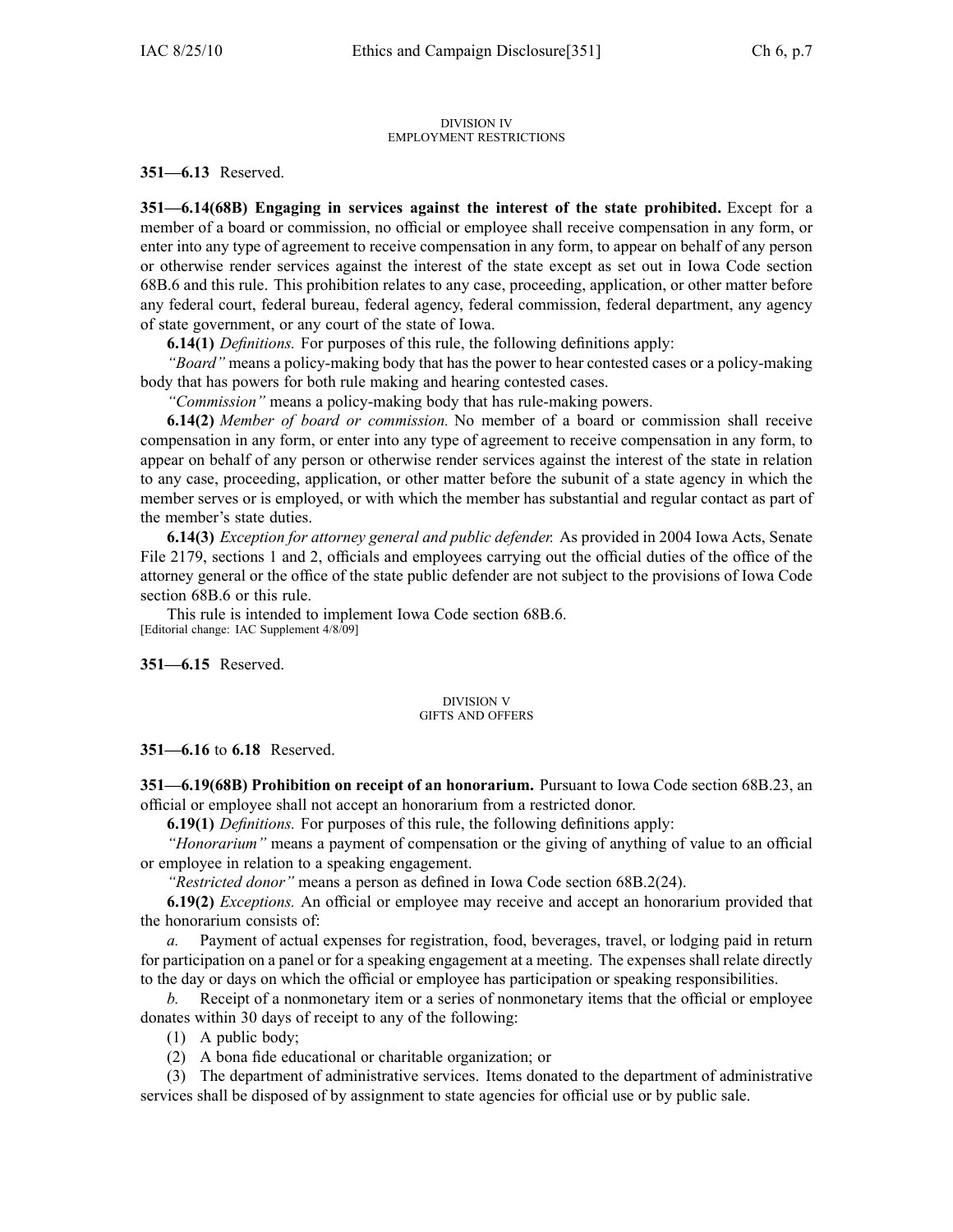DIVISION IV
EMPLOYMENT RESTRICTIONS

**351—6.13** Reserved.

**351—6.14(68B) Engaging in services against the interest of the state prohibited.** Except for a member of a board or commission, no official or employee shall receive compensation in any form, or enter into any type of agreement to receive compensation in any form, to appear on behalf of any person or otherwise render services against the interest of the state except as set out in Iowa Code section 68B.6 and this rule. This prohibition relates to any case, proceeding, application, or other matter before any federal court, federal bureau, federal agency, federal commission, federal department, any agency of state government, or any court of the state of Iowa.

**6.14(1)** *Definitions.* For purposes of this rule, the following definitions apply:

*"Board"* means a policy-making body that has the power to hear contested cases or a policy-making body that has powers for both rule making and hearing contested cases.

*"Commission"* means a policy-making body that has rule-making powers.

**6.14(2)** *Member of board or commission.* No member of a board or commission shall receive compensation in any form, or enter into any type of agreement to receive compensation in any form, to appear on behalf of any person or otherwise render services against the interest of the state in relation to any case, proceeding, application, or other matter before the subunit of a state agency in which the member serves or is employed, or with which the member has substantial and regular contact as part of the member's state duties.

**6.14(3)** *Exception for attorney general and public defender.* As provided in 2004 Iowa Acts, Senate File 2179, sections 1 and 2, officials and employees carrying out the official duties of the office of the attorney general or the office of the state public defender are not subject to the provisions of Iowa Code section 68B.6 or this rule.

This rule is intended to implement Iowa Code section 68B.6.
[Editorial change: IAC Supplement 4/8/09]

**351—6.15** Reserved.

DIVISION V
GIFTS AND OFFERS

**351—6.16** to **6.18** Reserved.

**351—6.19(68B) Prohibition on receipt of an honorarium.** Pursuant to Iowa Code section 68B.23, an official or employee shall not accept an honorarium from a restricted donor.

**6.19(1)** *Definitions.* For purposes of this rule, the following definitions apply:

*"Honorarium"* means a payment of compensation or the giving of anything of value to an official or employee in relation to a speaking engagement.

*"Restricted donor"* means a person as defined in Iowa Code section 68B.2(24).

**6.19(2)** *Exceptions.* An official or employee may receive and accept an honorarium provided that the honorarium consists of:

*a.* Payment of actual expenses for registration, food, beverages, travel, or lodging paid in return for participation on a panel or for a speaking engagement at a meeting. The expenses shall relate directly to the day or days on which the official or employee has participation or speaking responsibilities.

*b.* Receipt of a nonmonetary item or a series of nonmonetary items that the official or employee donates within 30 days of receipt to any of the following:

(1) A public body;

(2) A bona fide educational or charitable organization; or

(3) The department of administrative services. Items donated to the department of administrative services shall be disposed of by assignment to state agencies for official use or by public sale.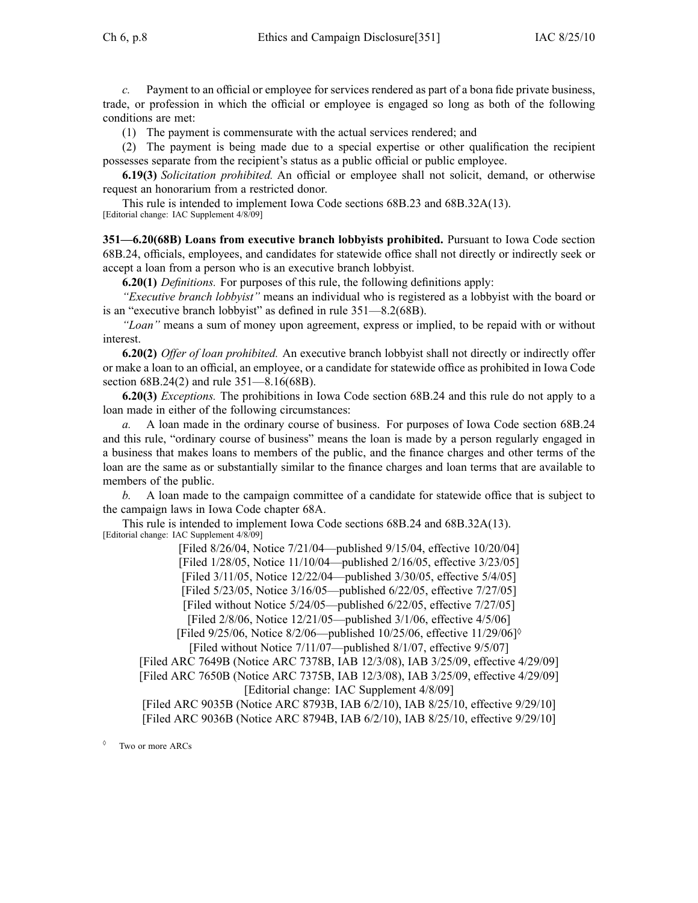*c.* Payment to an official or employee for services rendered as part of a bona fide private business, trade, or profession in which the official or employee is engaged so long as both of the following conditions are met:

(1) The payment is commensurate with the actual services rendered; and

(2) The payment is being made due to a special expertise or other qualification the recipient possesses separate from the recipient's status as a public official or public employee.

**6.19(3)** *Solicitation prohibited.* An official or employee shall not solicit, demand, or otherwise request an honorarium from a restricted donor.

This rule is intended to implement Iowa Code sections 68B.23 and 68B.32A(13).
[Editorial change: IAC Supplement 4/8/09]

**351—6.20(68B) Loans from executive branch lobbyists prohibited.** Pursuant to Iowa Code section 68B.24, officials, employees, and candidates for statewide office shall not directly or indirectly seek or accept a loan from a person who is an executive branch lobbyist.

**6.20(1)** *Definitions.* For purposes of this rule, the following definitions apply:

*"Executive branch lobbyist"* means an individual who is registered as a lobbyist with the board or is an "executive branch lobbyist" as defined in rule 351—8.2(68B).

*"Loan"* means a sum of money upon agreement, express or implied, to be repaid with or without interest.

**6.20(2)** *Offer of loan prohibited.* An executive branch lobbyist shall not directly or indirectly offer or make a loan to an official, an employee, or a candidate for statewide office as prohibited in Iowa Code section 68B.24(2) and rule 351—8.16(68B).

**6.20(3)** *Exceptions.* The prohibitions in Iowa Code section 68B.24 and this rule do not apply to a loan made in either of the following circumstances:

*a.* A loan made in the ordinary course of business. For purposes of Iowa Code section 68B.24 and this rule, "ordinary course of business" means the loan is made by a person regularly engaged in a business that makes loans to members of the public, and the finance charges and other terms of the loan are the same as or substantially similar to the finance charges and loan terms that are available to members of the public.

*b.* A loan made to the campaign committee of a candidate for statewide office that is subject to the campaign laws in Iowa Code chapter 68A.

This rule is intended to implement Iowa Code sections 68B.24 and 68B.32A(13).
[Editorial change: IAC Supplement 4/8/09]

[Filed 8/26/04, Notice 7/21/04—published 9/15/04, effective 10/20/04]
[Filed 1/28/05, Notice 11/10/04—published 2/16/05, effective 3/23/05]
[Filed 3/11/05, Notice 12/22/04—published 3/30/05, effective 5/4/05]
[Filed 5/23/05, Notice 3/16/05—published 6/22/05, effective 7/27/05]
[Filed without Notice 5/24/05—published 6/22/05, effective 7/27/05]
[Filed 2/8/06, Notice 12/21/05—published 3/1/06, effective 4/5/06]
[Filed 9/25/06, Notice 8/2/06—published 10/25/06, effective 11/29/06]◊
[Filed without Notice 7/11/07—published 8/1/07, effective 9/5/07]
[Filed ARC 7649B (Notice ARC 7378B, IAB 12/3/08), IAB 3/25/09, effective 4/29/09]
[Filed ARC 7650B (Notice ARC 7375B, IAB 12/3/08), IAB 3/25/09, effective 4/29/09]
[Editorial change: IAC Supplement 4/8/09]
[Filed ARC 9035B (Notice ARC 8793B, IAB 6/2/10), IAB 8/25/10, effective 9/29/10]
[Filed ARC 9036B (Notice ARC 8794B, IAB 6/2/10), IAB 8/25/10, effective 9/29/10]

◊ Two or more ARCs